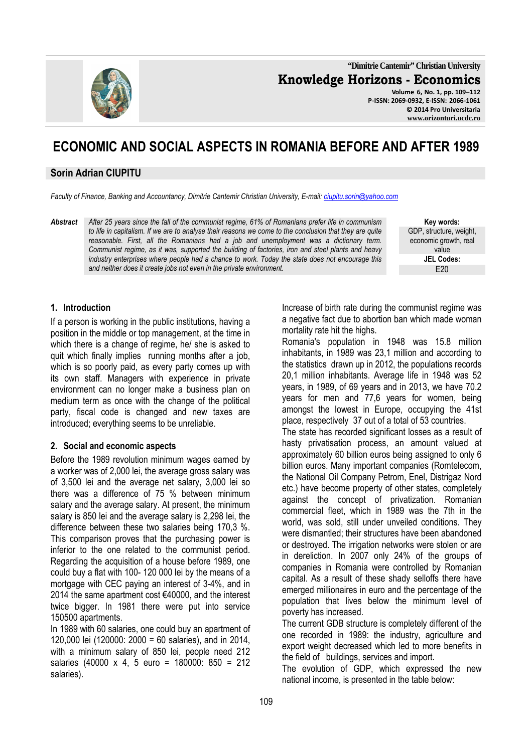# ECONOMIC AND SOCIAL ASPECTS IN ROMANIA BEFORE AND AFTER 1989

## Sorin Adrian CIUPITU

*Faculty of Finance, Banking and Accountancy, Dimitrie Cantemir Christian University, E-mail: ciupitu.sorin@yahoo.com*

**Abstract** *After 25 years since the fall of the communist regime, 61% of Romanians prefer life in communism to life in capitalism. If we are to analyse their reasons we come to the conclusion that they are quite reasonable. First, all the Romanians had a job and unemployment was a dictionary term. Communist regime, as it was, supported the building of factories, iron and steel plants and heavy industry enterprises where people had a chance to work. Today the state does not encourage this and neither does it create jobs not even in the private environment.*

**Key words:**
GDP, structure, weight, economic growth, real value

**JEL Codes:**
E20

### 1. Introduction

If a person is working in the public institutions, having a position in the middle or top management, at the time in which there is a change of regime, he/ she is asked to quit which finally implies running months after a job, which is so poorly paid, as every party comes up with its own staff. Managers with experience in private environment can no longer make a business plan on medium term as once with the change of the political party, fiscal code is changed and new taxes are introduced; everything seems to be unreliable.

### 2. Social and economic aspects

Before the 1989 revolution minimum wages earned by a worker was of 2,000 lei, the average gross salary was of 3,500 lei and the average net salary, 3,000 lei so there was a difference of 75 % between minimum salary and the average salary. At present, the minimum salary is 850 lei and the average salary is 2,298 lei, the difference between these two salaries being 170,3 %. This comparison proves that the purchasing power is inferior to the one related to the communist period. Regarding the acquisition of a house before 1989, one could buy a flat with 100- 120 000 lei by the means of a mortgage with CEC paying an interest of 3-4%, and in 2014 the same apartment cost €40000, and the interest twice bigger. In 1981 there were put into service 150500 apartments.

In 1989 with 60 salaries, one could buy an apartment of 120,000 lei (120000: 2000 = 60 salaries), and in 2014, with a minimum salary of 850 lei, people need 212 salaries (40000 x 4, 5 euro = 180000: 850 = 212 salaries).

Increase of birth rate during the communist regime was a negative fact due to abortion ban which made woman mortality rate hit the highs.

Romania's population in 1948 was 15.8 million inhabitants, in 1989 was 23,1 million and according to the statistics drawn up in 2012, the populations records 20,1 million inhabitants. Average life in 1948 was 52 years, in 1989, of 69 years and in 2013, we have 70.2 years for men and 77,6 years for women, being amongst the lowest in Europe, occupying the 41st place, respectively 37 out of a total of 53 countries.

The state has recorded significant losses as a result of hasty privatisation process, an amount valued at approximately 60 billion euros being assigned to only 6 billion euros. Many important companies (Romtelecom, the National Oil Company Petrom, Enel, Distrigaz Nord etc.) have become property of other states, completely against the concept of privatization. Romanian commercial fleet, which in 1989 was the 7th in the world, was sold, still under unveiled conditions. They were dismantled; their structures have been abandoned or destroyed. The irrigation networks were stolen or are in dereliction. In 2007 only 24% of the groups of companies in Romania were controlled by Romanian capital. As a result of these shady selloffs there have emerged millionaires in euro and the percentage of the population that lives below the minimum level of poverty has increased.

The current GDB structure is completely different of the one recorded in 1989: the industry, agriculture and export weight decreased which led to more benefits in the field of buildings, services and import.

The evolution of GDP, which expressed the new national income, is presented in the table below: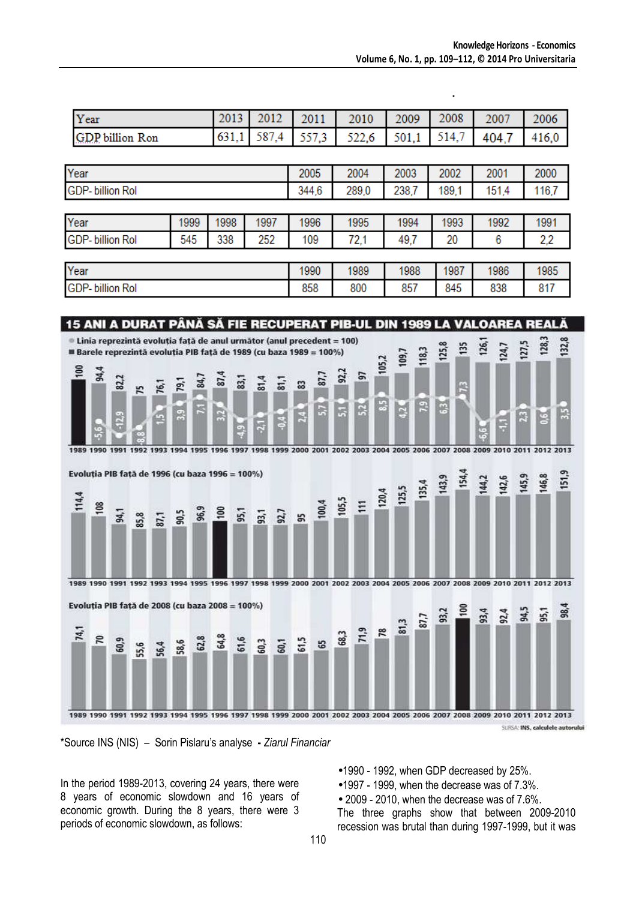| Year | 2013 | 2012 | 2011 | 2010 | 2009 | 2008 | 2007 | 2006 |
|---|---|---|---|---|---|---|---|---|
| GDP billion Ron | 631,1 | 587,4 | 557,3 | 522,6 | 501,1 | 514,7 | 404,7 | 416,0 |

| Year | 2005 | 2004 | 2003 | 2002 | 2001 | 2000 |
|---|---|---|---|---|---|---|
| GDP- billion Rol | 344,6 | 289,0 | 238,7 | 189,1 | 151,4 | 116,7 |

| Year | 1999 | 1998 | 1997 | 1996 | 1995 | 1994 | 1993 | 1992 | 1991 |
|---|---|---|---|---|---|---|---|---|---|
| GDP- billion Rol | 545 | 338 | 252 | 109 | 72,1 | 49,7 | 20 | 6 | 2,2 |

| Year | 1990 | 1989 | 1988 | 1987 | 1986 | 1985 |
|---|---|---|---|---|---|---|
| GDP- billion Rol | 858 | 800 | 857 | 845 | 838 | 817 |

**15 ANI A DURAT PÂNĂ SĂ FIE RECUPERAT PIB-UL DIN 1989 LA VALOAREA REALĂ**

- Linia reprezintă evoluția față de anul următor (anul precedent = 100)
- Barele reprezintă evoluția PIB față de 1989 (cu baza 1989 = 100%)

| Year | 1989 | 1990 | 1991 | 1992 | 1993 | 1994 | 1995 | 1996 | 1997 | 1998 | 1999 | 2000 | 2001 | 2002 | 2003 | 2004 | 2005 | 2006 | 2007 | 2008 | 2009 | 2010 | 2011 | 2012 | 2013 |
|---|---|---|---|---|---|---|---|---|---|---|---|---|---|---|---|---|---|---|---|---|---|---|---|---|---|
| Bare (1989 = 100%) | 100 | 94,4 | 82,2 | 75 | 76,1 | 79,1 | 84,7 | 87,4 | 83,1 | 81,4 | 81,1 | 83 | 87,7 | 92,2 | 97 | 105,2 | 109,7 | 118,3 | 125,8 | 135 | 126,1 | 124,7 | 127,5 | 128,3 | 132,8 |
| Linia | | -5,6 | -12,9 | -8,8 | 1,5 | 3,9 | 7,1 | 3,2 | -4,9 | -2,1 | -0,4 | 2,4 | 5,7 | 5,1 | 5,2 | 8,5 | 4,2 | 7,9 | 6,3 | 7,3 | -6,6 | -1,1 | 2,3 | 0,6 | 3,5 |

Evoluția PIB față de 1996 (cu baza 1996 = 100%)

| Year | 1989 | 1990 | 1991 | 1992 | 1993 | 1994 | 1995 | 1996 | 1997 | 1998 | 1999 | 2000 | 2001 | 2002 | 2003 | 2004 | 2005 | 2006 | 2007 | 2008 | 2009 | 2010 | 2011 | 2012 | 2013 |
|---|---|---|---|---|---|---|---|---|---|---|---|---|---|---|---|---|---|---|---|---|---|---|---|---|---|
| % | 114,4 | 108 | 94,1 | 85,8 | 87,1 | 90,5 | 96,9 | 100 | 95,1 | 93,1 | 92,7 | 95 | 100,4 | 105,5 | 111 | 120,4 | 125,5 | 135,4 | 143,9 | 154,4 | 144,2 | 142,6 | 145,9 | 146,8 | 151,9 |

Evoluția PIB față de 2008 (cu baza 2008 = 100%)

| Year | 1989 | 1990 | 1991 | 1992 | 1993 | 1994 | 1995 | 1996 | 1997 | 1998 | 1999 | 2000 | 2001 | 2002 | 2003 | 2004 | 2005 | 2006 | 2007 | 2008 | 2009 | 2010 | 2011 | 2012 | 2013 |
|---|---|---|---|---|---|---|---|---|---|---|---|---|---|---|---|---|---|---|---|---|---|---|---|---|---|
| % | 74,1 | 70 | 60,9 | 55,6 | 56,4 | 58,6 | 62,8 | 64,8 | 61,6 | 60,3 | 60,1 | 61,5 | 65 | 68,3 | 71,9 | 78 | 81,3 | 87,7 | 93,2 | 100 | 93,4 | 92,4 | 94,5 | 95,1 | 98,4 |

SURSA: INS, calculele autorului

*Source INS (NIS) – Sorin Pislaru's analyse - *Ziarul Financiar*

In the period 1989-2013, covering 24 years, there were 8 years of economic slowdown and 16 years of economic growth. During the 8 years, there were 3 periods of economic slowdown, as follows:

- 1990 - 1992, when GDP decreased by 25%.
- 1997 - 1999, when the decrease was of 7.3%.
- 2009 - 2010, when the decrease was of 7.6%.

The three graphs show that between 2009-2010 recession was brutal than during 1997-1999, but it was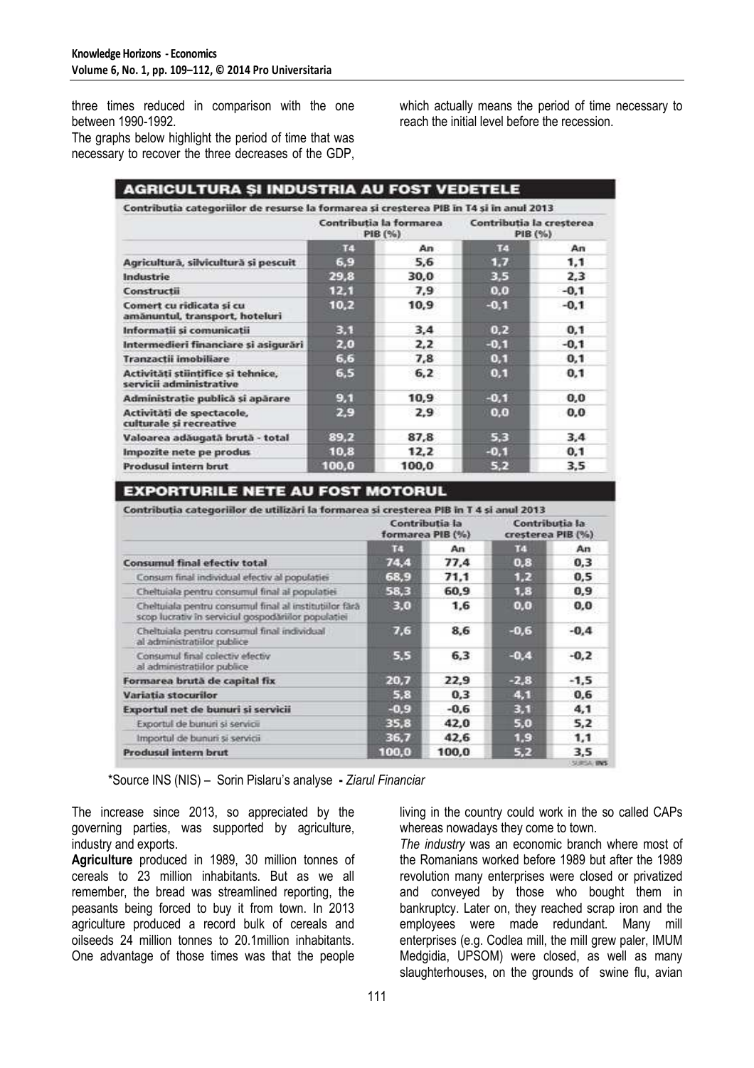three times reduced in comparison with the one between 1990-1992.

The graphs below highlight the period of time that was necessary to recover the three decreases of the GDP, which actually means the period of time necessary to reach the initial level before the recession.

### AGRICULTURA ȘI INDUSTRIA AU FOST VEDETELE

Contribuția categoriilor de resurse la formarea și creșterea PIB în T4 și în anul 2013

| | Contribuția la formarea PIB (%) | | Contribuția la creșterea PIB (%) | |
|---|---|---|---|---|
| | T4 | An | T4 | An |
| Agricultură, silvicultură și pescuit | 6,9 | 5,6 | 1,7 | 1,1 |
| Industrie | 29,8 | 30,0 | 3,5 | 2,3 |
| Construcții | 12,1 | 7,9 | 0,0 | -0,1 |
| Comerț cu ridicata și cu amănuntul, transport, hoteluri | 10,2 | 10,9 | -0,1 | -0,1 |
| Informații și comunicații | 3,1 | 3,4 | 0,2 | 0,1 |
| Intermedieri financiare și asigurări | 2,0 | 2,2 | -0,1 | -0,1 |
| Tranzacții imobiliare | 6,6 | 7,8 | 0,1 | 0,1 |
| Activități științifice și tehnice, servicii administrative | 6,5 | 6,2 | 0,1 | 0,1 |
| Administrație publică și apărare | 9,1 | 10,9 | -0,1 | 0,0 |
| Activități de spectacole, culturale și recreative | 2,9 | 2,9 | 0,0 | 0,0 |
| Valoarea adăugată brută - total | 89,2 | 87,8 | 5,3 | 3,4 |
| Impozite nete pe produs | 10,8 | 12,2 | -0,1 | 0,1 |
| Produsul intern brut | 100,0 | 100,0 | 5,2 | 3,5 |

### EXPORTURILE NETE AU FOST MOTORUL

Contribuția categoriilor de utilizări la formarea și creșterea PIB în T 4 și anul 2013

| | Contribuția la formarea PIB (%) | | Contribuția la creșterea PIB (%) | |
|---|---|---|---|---|
| | T4 | An | T4 | An |
| Consumul final efectiv total | 74,4 | 77,4 | 0,8 | 0,3 |
| Consum final individual efectiv al populației | 68,9 | 71,1 | 1,2 | 0,5 |
| Cheltuiala pentru consumul final al populației | 58,3 | 60,9 | 1,8 | 0,9 |
| Cheltuiala pentru consumul final al instituțiilor fără scop lucrativ în serviciul gospodăriilor populației | 3,0 | 1,6 | 0,0 | 0,0 |
| Cheltuiala pentru consumul final individual al administrațiilor publice | 7,6 | 8,6 | -0,6 | -0,4 |
| Consumul final colectiv efectiv al administrațiilor publice | 5,5 | 6,3 | -0,4 | -0,2 |
| Formarea brută de capital fix | 20,7 | 22,9 | -2,8 | -1,5 |
| Variația stocurilor | 5,8 | 0,3 | 4,1 | 0,6 |
| Exportul net de bunuri și servicii | -0,9 | -0,6 | 3,1 | 4,1 |
| Exportul de bunuri și servicii | 35,8 | 42,0 | 5,0 | 5,2 |
| Importul de bunuri și servicii | 36,7 | 42,6 | 1,9 | 1,1 |
| Produsul intern brut | 100,0 | 100,0 | 5,2 | 3,5 |

SURSA: INS

\*Source INS (NIS) – Sorin Pislaru's analyse - *Ziarul Financiar*

The increase since 2013, so appreciated by the governing parties, was supported by agriculture, industry and exports.

**Agriculture** produced in 1989, 30 million tonnes of cereals to 23 million inhabitants. But as we all remember, the bread was streamlined reporting, the peasants being forced to buy it from town. In 2013 agriculture produced a record bulk of cereals and oilseeds 24 million tonnes to 20.1million inhabitants. One advantage of those times was that the people living in the country could work in the so called CAPs whereas nowadays they come to town.

*The industry* was an economic branch where most of the Romanians worked before 1989 but after the 1989 revolution many enterprises were closed or privatized and conveyed by those who bought them in bankruptcy. Later on, they reached scrap iron and the employees were made redundant. Many mill enterprises (e.g. Codlea mill, the mill grew paler, IMUM Medgidia, UPSOM) were closed, as well as many slaughterhouses, on the grounds of swine flu, avian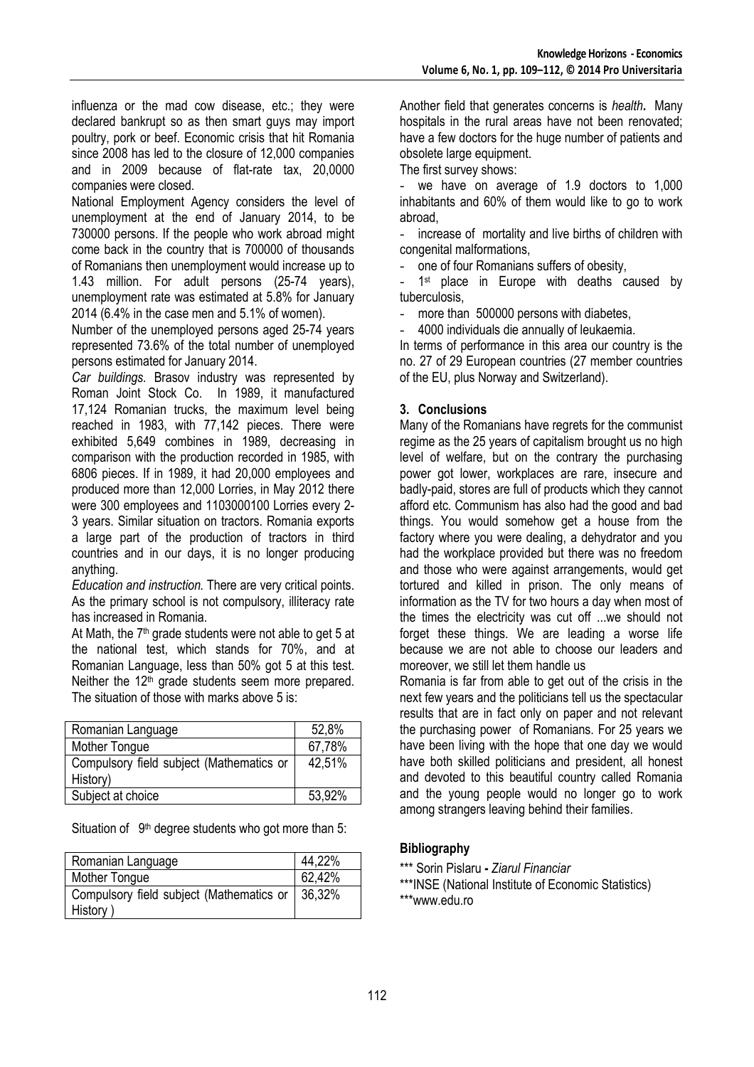influenza or the mad cow disease, etc.; they were declared bankrupt so as then smart guys may import poultry, pork or beef. Economic crisis that hit Romania since 2008 has led to the closure of 12,000 companies and in 2009 because of flat-rate tax, 20,0000 companies were closed.

National Employment Agency considers the level of unemployment at the end of January 2014, to be 730000 persons. If the people who work abroad might come back in the country that is 700000 of thousands of Romanians then unemployment would increase up to 1.43 million. For adult persons (25-74 years), unemployment rate was estimated at 5.8% for January 2014 (6.4% in the case men and 5.1% of women).

Number of the unemployed persons aged 25-74 years represented 73.6% of the total number of unemployed persons estimated for January 2014.

*Car buildings.* Brasov industry was represented by Roman Joint Stock Co. In 1989, it manufactured 17,124 Romanian trucks, the maximum level being reached in 1983, with 77,142 pieces. There were exhibited 5,649 combines in 1989, decreasing in comparison with the production recorded in 1985, with 6806 pieces. If in 1989, it had 20,000 employees and produced more than 12,000 Lorries, in May 2012 there were 300 employees and 1103000100 Lorries every 2-3 years. Similar situation on tractors. Romania exports a large part of the production of tractors in third countries and in our days, it is no longer producing anything.

*Education and instruction.* There are very critical points. As the primary school is not compulsory, illiteracy rate has increased in Romania.

At Math, the 7th grade students were not able to get 5 at the national test, which stands for 70%, and at Romanian Language, less than 50% got 5 at this test. Neither the 12th grade students seem more prepared. The situation of those with marks above 5 is:

| | |
|---|---|
| Romanian Language | 52,8% |
| Mother Tongue | 67,78% |
| Compulsory field subject (Mathematics or History) | 42,51% |
| Subject at choice | 53,92% |

Situation of 9th degree students who got more than 5:

| | |
|---|---|
| Romanian Language | 44,22% |
| Mother Tongue | 62,42% |
| Compulsory field subject (Mathematics or History ) | 36,32% |

Another field that generates concerns is *health***.** Many hospitals in the rural areas have not been renovated; have a few doctors for the huge number of patients and obsolete large equipment.

The first survey shows:

- we have on average of 1.9 doctors to 1,000 inhabitants and 60% of them would like to go to work abroad,
- increase of mortality and live births of children with congenital malformations,
- one of four Romanians suffers of obesity,
- 1st place in Europe with deaths caused by tuberculosis,
- more than 500000 persons with diabetes,
- 4000 individuals die annually of leukaemia.

In terms of performance in this area our country is the no. 27 of 29 European countries (27 member countries of the EU, plus Norway and Switzerland).

## 3. Conclusions

Many of the Romanians have regrets for the communist regime as the 25 years of capitalism brought us no high level of welfare, but on the contrary the purchasing power got lower, workplaces are rare, insecure and badly-paid, stores are full of products which they cannot afford etc. Communism has also had the good and bad things. You would somehow get a house from the factory where you were dealing, a dehydrator and you had the workplace provided but there was no freedom and those who were against arrangements, would get tortured and killed in prison. The only means of information as the TV for two hours a day when most of the times the electricity was cut off ...we should not forget these things. We are leading a worse life because we are not able to choose our leaders and moreover, we still let them handle us

Romania is far from able to get out of the crisis in the next few years and the politicians tell us the spectacular results that are in fact only on paper and not relevant the purchasing power of Romanians. For 25 years we have been living with the hope that one day we would have both skilled politicians and president, all honest and devoted to this beautiful country called Romania and the young people would no longer go to work among strangers leaving behind their families.

## Bibliography

*** Sorin Pislaru **-** *Ziarul Financiar*

***INSE (National Institute of Economic Statistics)

***www.edu.ro